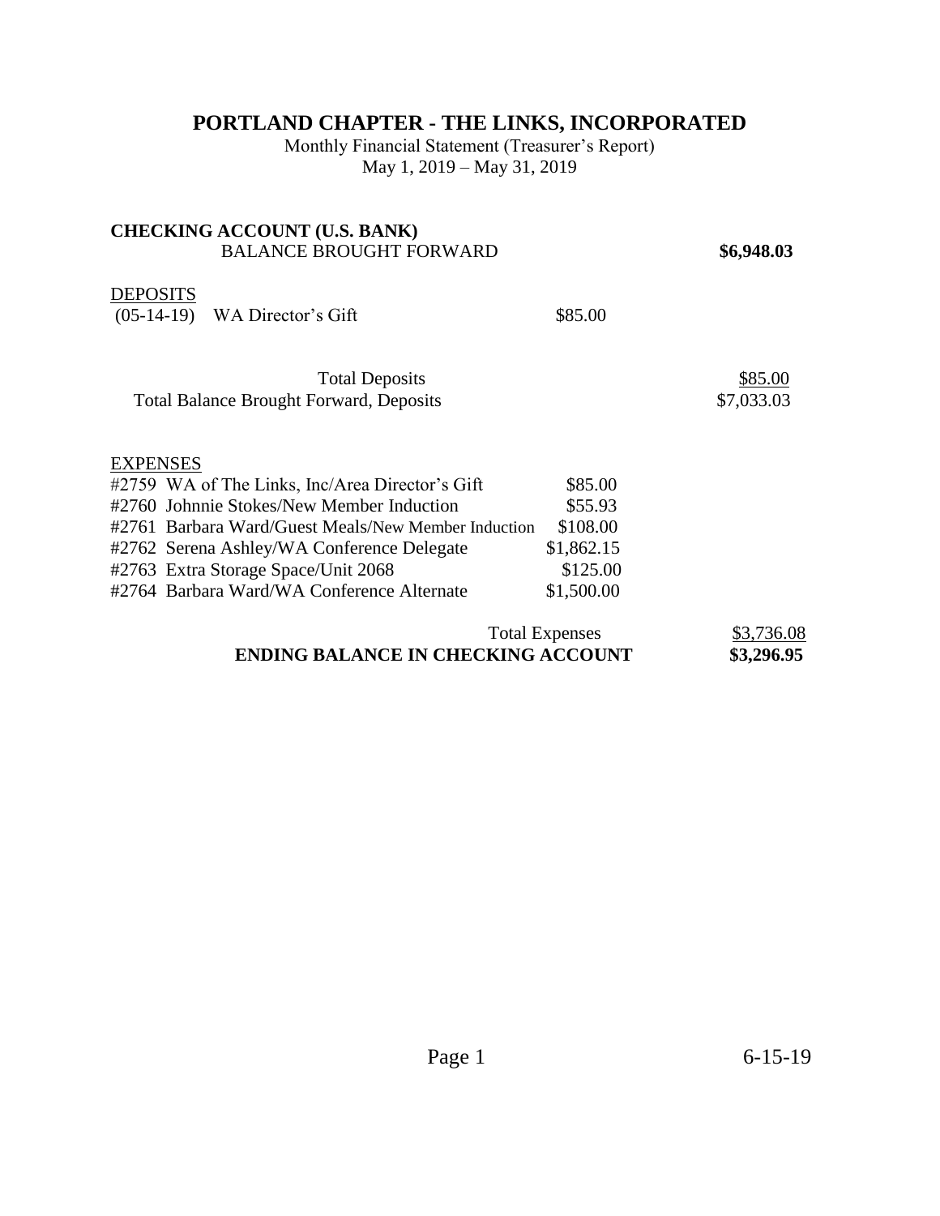# PORTLAND CHAPTER - THE LINKS, INCORPORATED

Monthly Financial Statement (Treasurer's Report)
May 1, 2019 – May 31, 2019

**CHECKING ACCOUNT (U.S. BANK)**

| | | | |
|---|---|---|---|
| BALANCE BROUGHT FORWARD | | | **$6,948.03** |
| DEPOSITS | | | |
| (05-14-19) | WA Director's Gift | $85.00 | |
| | Total Deposits | | $85.00 |
| Total Balance Brought Forward, Deposits | | | $7,033.03 |
| EXPENSES | | | |
| #2759 | WA of The Links, Inc/Area Director's Gift | $85.00 | |
| #2760 | Johnnie Stokes/New Member Induction | $55.93 | |
| #2761 | Barbara Ward/Guest Meals/New Member Induction | $108.00 | |
| #2762 | Serena Ashley/WA Conference Delegate | $1,862.15 | |
| #2763 | Extra Storage Space/Unit 2068 | $125.00 | |
| #2764 | Barbara Ward/WA Conference Alternate | $1,500.00 | |
| | Total Expenses | | $3,736.08 |
| **ENDING BALANCE IN CHECKING ACCOUNT** | | | **$3,296.95** |

6-15-19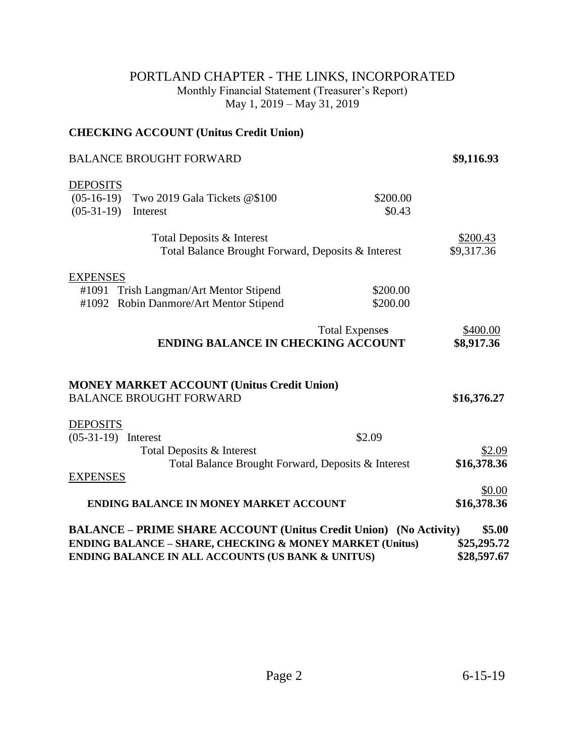# PORTLAND CHAPTER - THE LINKS, INCORPORATED

Monthly Financial Statement (Treasurer's Report)
May 1, 2019 – May 31, 2019

## CHECKING ACCOUNT (Unitus Credit Union)

| | | | |
|---|---|---|---|
| BALANCE BROUGHT FORWARD | | | **$9,116.93** |
| DEPOSITS | | | |
| (05-16-19) | Two 2019 Gala Tickets @$100 | $200.00 | |
| (05-31-19) | Interest | $0.43 | |
| | Total Deposits & Interest | | $200.43 |
| | Total Balance Brought Forward, Deposits & Interest | | $9,317.36 |
| EXPENSES | | | |
| #1091 | Trish Langman/Art Mentor Stipend | $200.00 | |
| #1092 | Robin Danmore/Art Mentor Stipend | $200.00 | |
| | | Total Expenses | $400.00 |
| | **ENDING BALANCE IN CHECKING ACCOUNT** | | **$8,917.36** |

## MONEY MARKET ACCOUNT (Unitus Credit Union)

| | | | |
|---|---|---|---|
| BALANCE BROUGHT FORWARD | | | **$16,376.27** |
| DEPOSITS | | | |
| (05-31-19) | Interest | $2.09 | |
| | Total Deposits & Interest | | $2.09 |
| | Total Balance Brought Forward, Deposits & Interest | | **$16,378.36** |
| EXPENSES | | | $0.00 |
| **ENDING BALANCE IN MONEY MARKET ACCOUNT** | | | **$16,378.36** |

| | |
|---|---|
| **BALANCE – PRIME SHARE ACCOUNT (Unitus Credit Union) (No Activity)** | **$5.00** |
| **ENDING BALANCE – SHARE, CHECKING & MONEY MARKET (Unitus)** | **$25,295.72** |
| **ENDING BALANCE IN ALL ACCOUNTS (US BANK & UNITUS)** | **$28,597.67** |

6-15-19